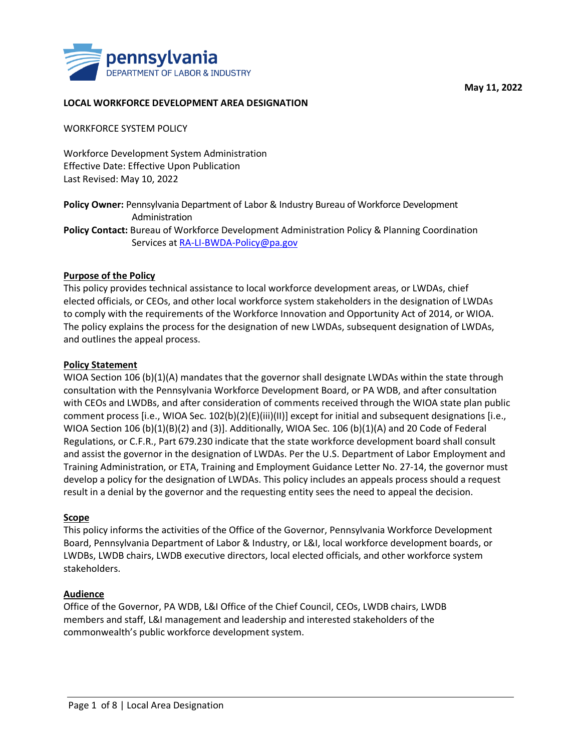May 11, 2022

# LOCAL WORKFORCE DEVELOPMENT AREA DESIGNATION

WORKFORCE SYSTEM POLICY

Workforce Development System Administration
Effective Date: Effective Upon Publication
Last Revised: May 10, 2022

**Policy Owner:** Pennsylvania Department of Labor & Industry Bureau of Workforce Development Administration

**Policy Contact:** Bureau of Workforce Development Administration Policy & Planning Coordination Services at RA-LI-BWDA-Policy@pa.gov

## Purpose of the Policy

This policy provides technical assistance to local workforce development areas, or LWDAs, chief elected officials, or CEOs, and other local workforce system stakeholders in the designation of LWDAs to comply with the requirements of the Workforce Innovation and Opportunity Act of 2014, or WIOA. The policy explains the process for the designation of new LWDAs, subsequent designation of LWDAs, and outlines the appeal process.

## Policy Statement

WIOA Section 106 (b)(1)(A) mandates that the governor shall designate LWDAs within the state through consultation with the Pennsylvania Workforce Development Board, or PA WDB, and after consultation with CEOs and LWDBs, and after consideration of comments received through the WIOA state plan public comment process [i.e., WIOA Sec. 102(b)(2)(E)(iii)(II)] except for initial and subsequent designations [i.e., WIOA Section 106 (b)(1)(B)(2) and (3)]. Additionally, WIOA Sec. 106 (b)(1)(A) and 20 Code of Federal Regulations, or C.F.R., Part 679.230 indicate that the state workforce development board shall consult and assist the governor in the designation of LWDAs. Per the U.S. Department of Labor Employment and Training Administration, or ETA, Training and Employment Guidance Letter No. 27-14, the governor must develop a policy for the designation of LWDAs. This policy includes an appeals process should a request result in a denial by the governor and the requesting entity sees the need to appeal the decision.

## Scope

This policy informs the activities of the Office of the Governor, Pennsylvania Workforce Development Board, Pennsylvania Department of Labor & Industry, or L&I, local workforce development boards, or LWDBs, LWDB chairs, LWDB executive directors, local elected officials, and other workforce system stakeholders.

## Audience

Office of the Governor, PA WDB, L&I Office of the Chief Council, CEOs, LWDB chairs, LWDB members and staff, L&I management and leadership and interested stakeholders of the commonwealth's public workforce development system.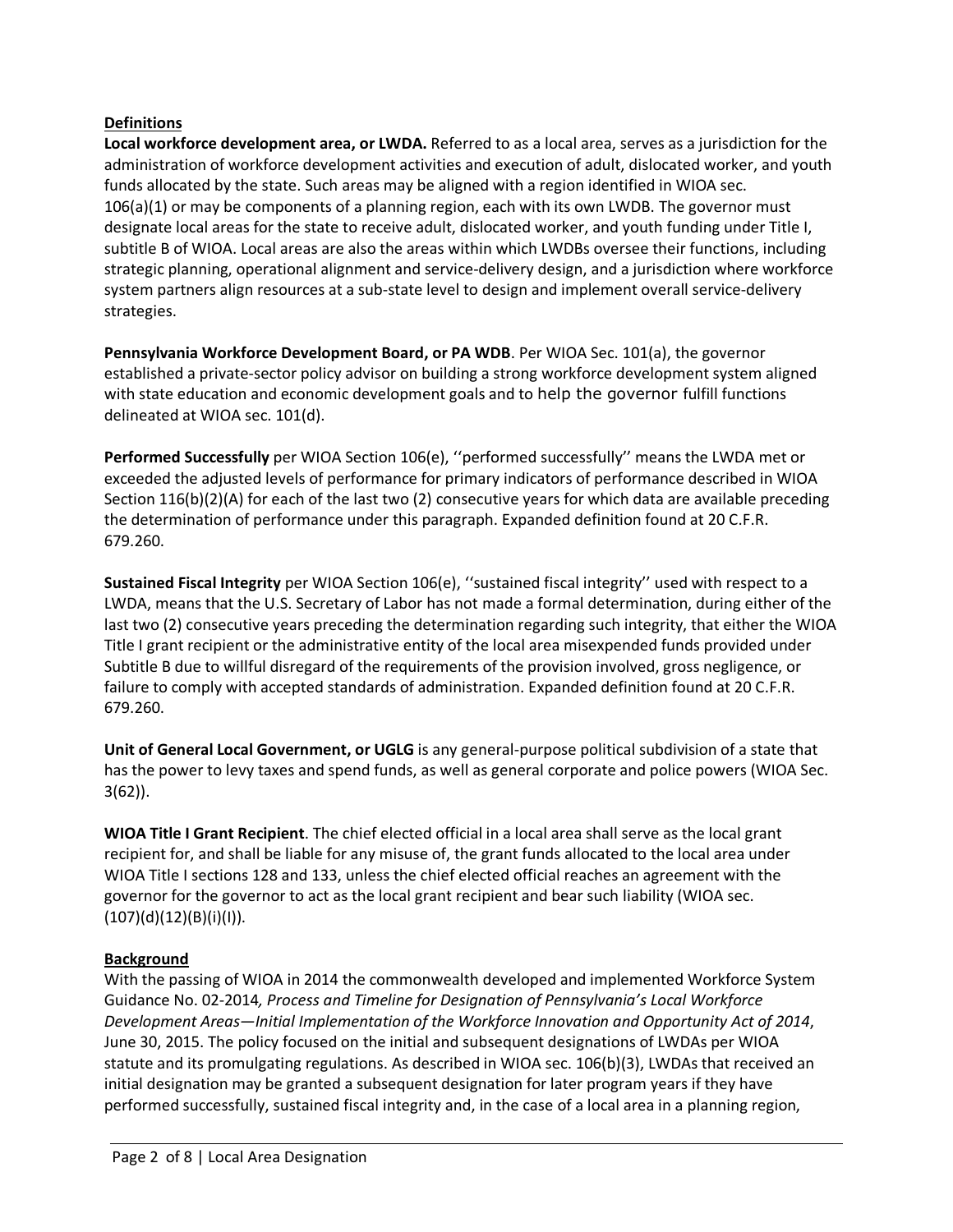## Definitions

**Local workforce development area, or LWDA.** Referred to as a local area, serves as a jurisdiction for the administration of workforce development activities and execution of adult, dislocated worker, and youth funds allocated by the state. Such areas may be aligned with a region identified in WIOA sec. 106(a)(1) or may be components of a planning region, each with its own LWDB. The governor must designate local areas for the state to receive adult, dislocated worker, and youth funding under Title I, subtitle B of WIOA. Local areas are also the areas within which LWDBs oversee their functions, including strategic planning, operational alignment and service-delivery design, and a jurisdiction where workforce system partners align resources at a sub-state level to design and implement overall service-delivery strategies.

**Pennsylvania Workforce Development Board, or PA WDB**. Per WIOA Sec. 101(a), the governor established a private-sector policy advisor on building a strong workforce development system aligned with state education and economic development goals and to help the governor fulfill functions delineated at WIOA sec. 101(d).

**Performed Successfully** per WIOA Section 106(e), ''performed successfully'' means the LWDA met or exceeded the adjusted levels of performance for primary indicators of performance described in WIOA Section 116(b)(2)(A) for each of the last two (2) consecutive years for which data are available preceding the determination of performance under this paragraph. Expanded definition found at 20 C.F.R. 679.260.

**Sustained Fiscal Integrity** per WIOA Section 106(e), ''sustained fiscal integrity'' used with respect to a LWDA, means that the U.S. Secretary of Labor has not made a formal determination, during either of the last two (2) consecutive years preceding the determination regarding such integrity, that either the WIOA Title I grant recipient or the administrative entity of the local area misexpended funds provided under Subtitle B due to willful disregard of the requirements of the provision involved, gross negligence, or failure to comply with accepted standards of administration. Expanded definition found at 20 C.F.R. 679.260.

**Unit of General Local Government, or UGLG** is any general-purpose political subdivision of a state that has the power to levy taxes and spend funds, as well as general corporate and police powers (WIOA Sec. 3(62)).

**WIOA Title I Grant Recipient**. The chief elected official in a local area shall serve as the local grant recipient for, and shall be liable for any misuse of, the grant funds allocated to the local area under WIOA Title I sections 128 and 133, unless the chief elected official reaches an agreement with the governor for the governor to act as the local grant recipient and bear such liability (WIOA sec. (107)(d)(12)(B)(i)(I)).

## Background

With the passing of WIOA in 2014 the commonwealth developed and implemented Workforce System Guidance No. 02-2014*, Process and Timeline for Designation of Pennsylvania's Local Workforce Development Areas—Initial Implementation of the Workforce Innovation and Opportunity Act of 2014*, June 30, 2015. The policy focused on the initial and subsequent designations of LWDAs per WIOA statute and its promulgating regulations. As described in WIOA sec. 106(b)(3), LWDAs that received an initial designation may be granted a subsequent designation for later program years if they have performed successfully, sustained fiscal integrity and, in the case of a local area in a planning region,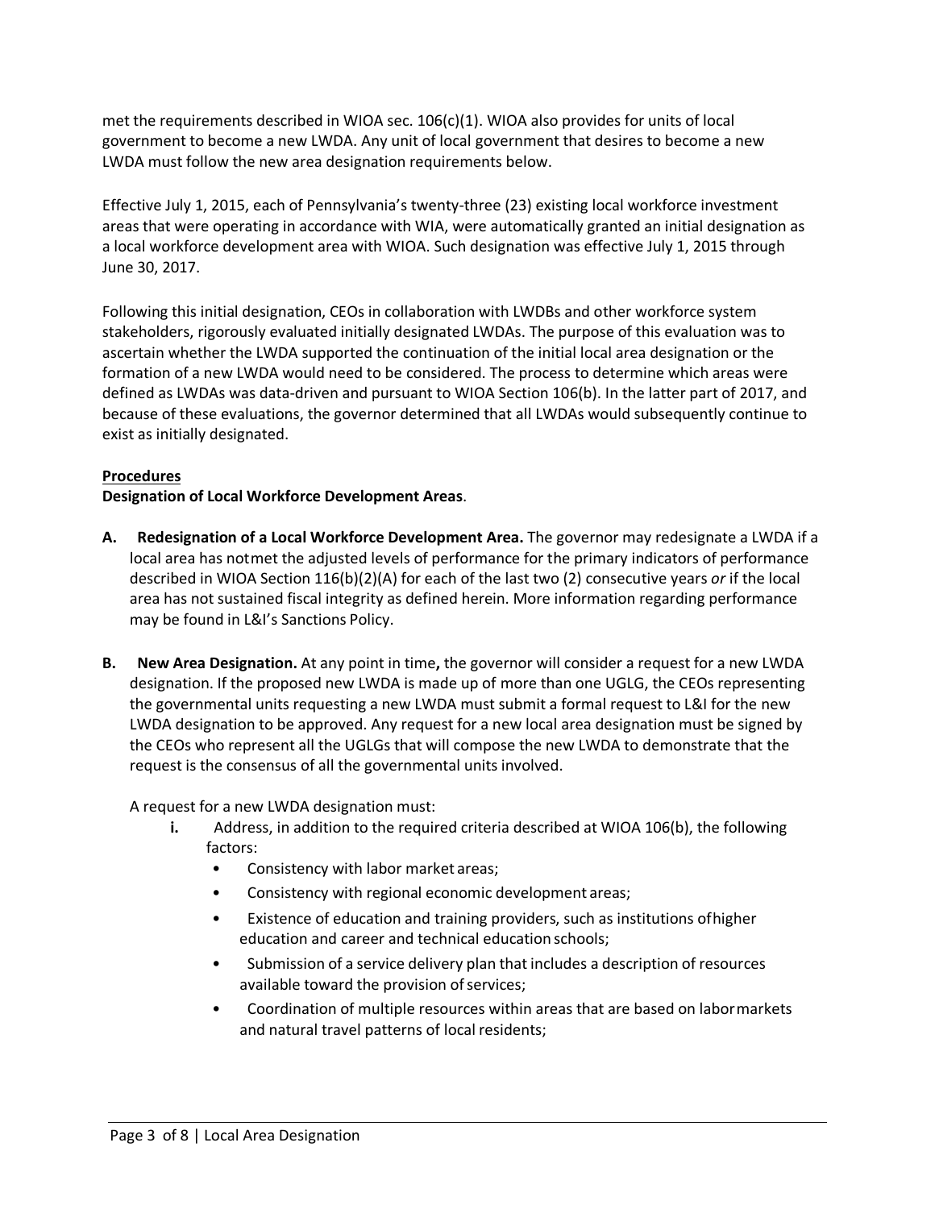met the requirements described in WIOA sec. 106(c)(1). WIOA also provides for units of local government to become a new LWDA. Any unit of local government that desires to become a new LWDA must follow the new area designation requirements below.

Effective July 1, 2015, each of Pennsylvania's twenty-three (23) existing local workforce investment areas that were operating in accordance with WIA, were automatically granted an initial designation as a local workforce development area with WIOA. Such designation was effective July 1, 2015 through June 30, 2017.

Following this initial designation, CEOs in collaboration with LWDBs and other workforce system stakeholders, rigorously evaluated initially designated LWDAs. The purpose of this evaluation was to ascertain whether the LWDA supported the continuation of the initial local area designation or the formation of a new LWDA would need to be considered. The process to determine which areas were defined as LWDAs was data-driven and pursuant to WIOA Section 106(b). In the latter part of 2017, and because of these evaluations, the governor determined that all LWDAs would subsequently continue to exist as initially designated.

**Procedures**

**Designation of Local Workforce Development Areas**.

**A. Redesignation of a Local Workforce Development Area.** The governor may redesignate a LWDA if a local area has not met the adjusted levels of performance for the primary indicators of performance described in WIOA Section 116(b)(2)(A) for each of the last two (2) consecutive years *or* if the local area has not sustained fiscal integrity as defined herein. More information regarding performance may be found in L&I's Sanctions Policy.

**B. New Area Designation.** At any point in time**,** the governor will consider a request for a new LWDA designation. If the proposed new LWDA is made up of more than one UGLG, the CEOs representing the governmental units requesting a new LWDA must submit a formal request to L&I for the new LWDA designation to be approved. Any request for a new local area designation must be signed by the CEOs who represent all the UGLGs that will compose the new LWDA to demonstrate that the request is the consensus of all the governmental units involved.

A request for a new LWDA designation must:

**i.** Address, in addition to the required criteria described at WIOA 106(b), the following factors:

- Consistency with labor market areas;
- Consistency with regional economic development areas;
- Existence of education and training providers, such as institutions of higher education and career and technical education schools;
- Submission of a service delivery plan that includes a description of resources available toward the provision of services;
- Coordination of multiple resources within areas that are based on labor markets and natural travel patterns of local residents;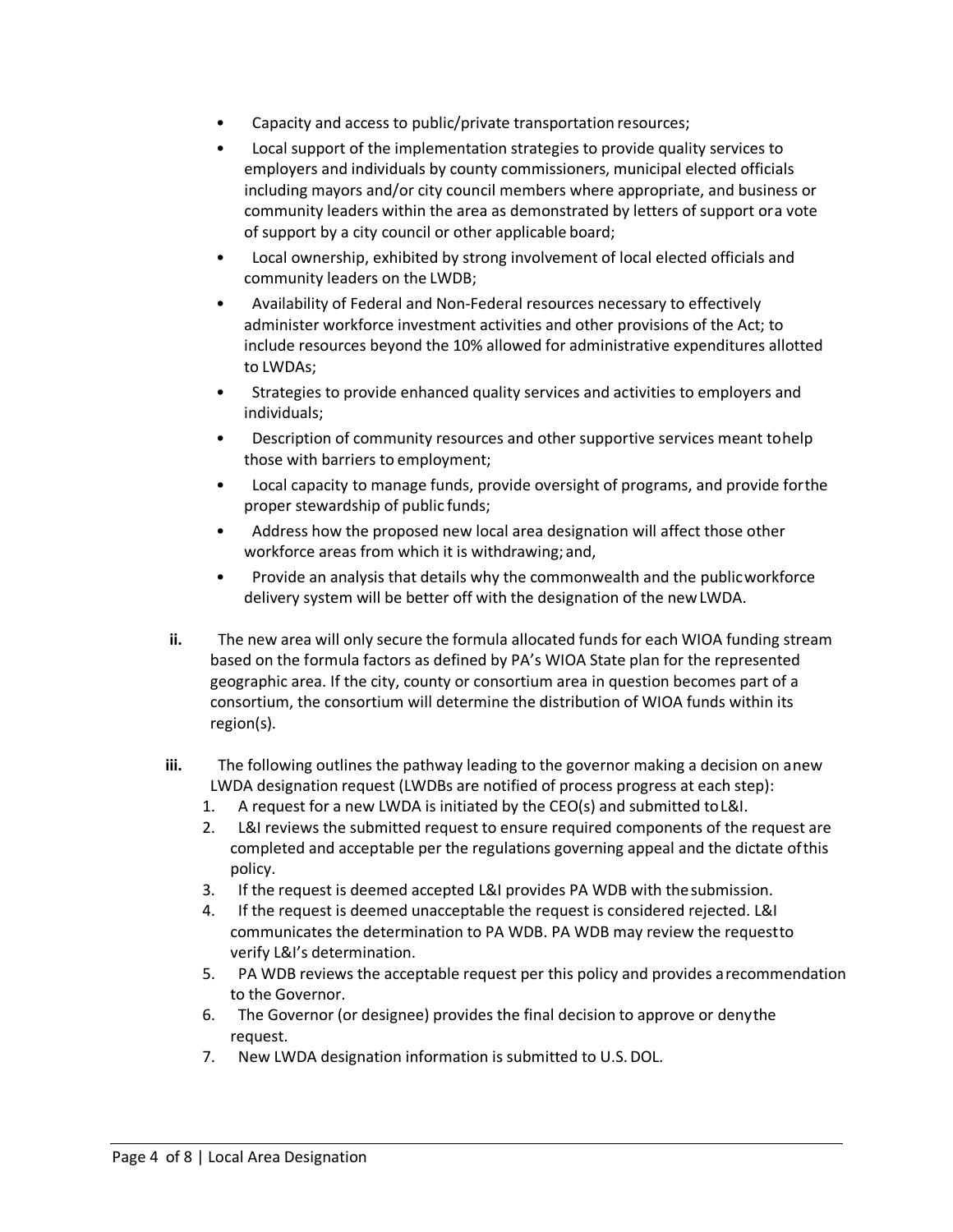- Capacity and access to public/private transportation resources;
- Local support of the implementation strategies to provide quality services to employers and individuals by county commissioners, municipal elected officials including mayors and/or city council members where appropriate, and business or community leaders within the area as demonstrated by letters of support or a vote of support by a city council or other applicable board;
- Local ownership, exhibited by strong involvement of local elected officials and community leaders on the LWDB;
- Availability of Federal and Non-Federal resources necessary to effectively administer workforce investment activities and other provisions of the Act; to include resources beyond the 10% allowed for administrative expenditures allotted to LWDAs;
- Strategies to provide enhanced quality services and activities to employers and individuals;
- Description of community resources and other supportive services meant to help those with barriers to employment;
- Local capacity to manage funds, provide oversight of programs, and provide for the proper stewardship of public funds;
- Address how the proposed new local area designation will affect those other workforce areas from which it is withdrawing; and,
- Provide an analysis that details why the commonwealth and the public workforce delivery system will be better off with the designation of the new LWDA.

**ii.** The new area will only secure the formula allocated funds for each WIOA funding stream based on the formula factors as defined by PA's WIOA State plan for the represented geographic area. If the city, county or consortium area in question becomes part of a consortium, the consortium will determine the distribution of WIOA funds within its region(s).

**iii.** The following outlines the pathway leading to the governor making a decision on a new LWDA designation request (LWDBs are notified of process progress at each step):

1. A request for a new LWDA is initiated by the CEO(s) and submitted to L&I.
2. L&I reviews the submitted request to ensure required components of the request are completed and acceptable per the regulations governing appeal and the dictate of this policy.
3. If the request is deemed accepted L&I provides PA WDB with the submission.
4. If the request is deemed unacceptable the request is considered rejected. L&I communicates the determination to PA WDB. PA WDB may review the request to verify L&I's determination.
5. PA WDB reviews the acceptable request per this policy and provides a recommendation to the Governor.
6. The Governor (or designee) provides the final decision to approve or deny the request.
7. New LWDA designation information is submitted to U.S. DOL.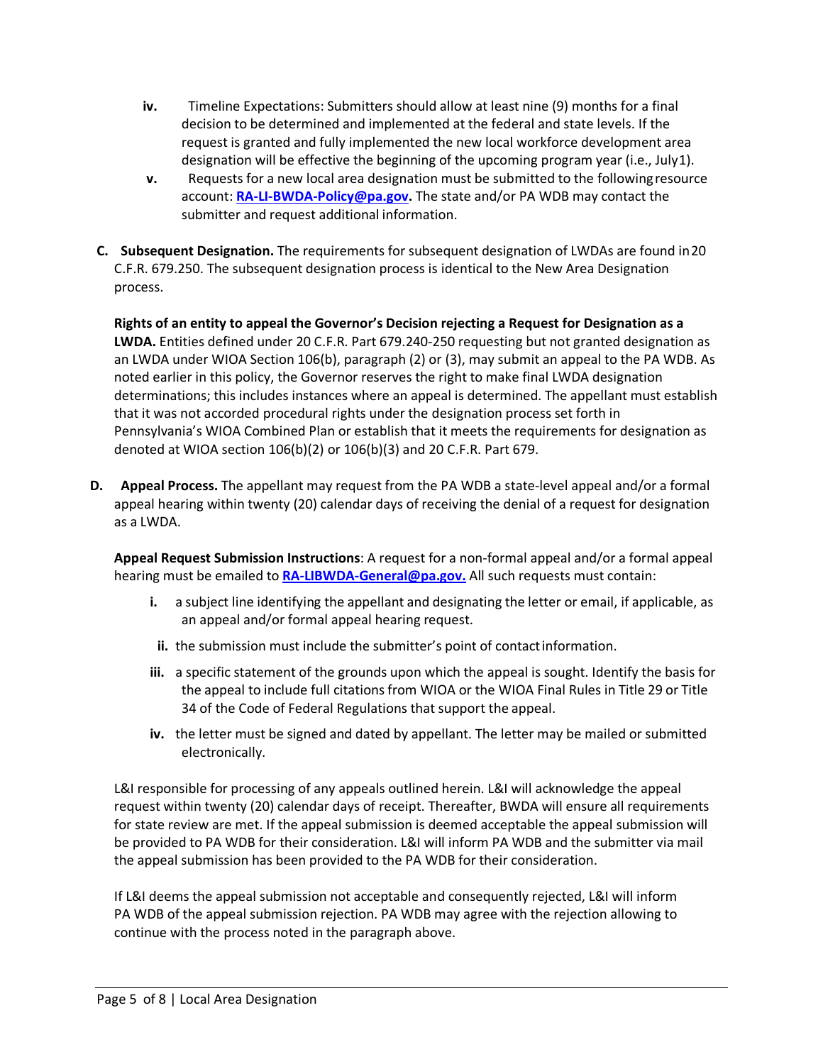iv. Timeline Expectations: Submitters should allow at least nine (9) months for a final decision to be determined and implemented at the federal and state levels. If the request is granted and fully implemented the new local workforce development area designation will be effective the beginning of the upcoming program year (i.e., July1).

v. Requests for a new local area designation must be submitted to the following resource account: **[RA-LI-BWDA-Policy@pa.gov](mailto:RA-LI-BWDA-Policy@pa.gov).** The state and/or PA WDB may contact the submitter and request additional information.

**C. Subsequent Designation.** The requirements for subsequent designation of LWDAs are found in 20 C.F.R. 679.250. The subsequent designation process is identical to the New Area Designation process.

**Rights of an entity to appeal the Governor's Decision rejecting a Request for Designation as a LWDA.** Entities defined under 20 C.F.R. Part 679.240-250 requesting but not granted designation as an LWDA under WIOA Section 106(b), paragraph (2) or (3), may submit an appeal to the PA WDB. As noted earlier in this policy, the Governor reserves the right to make final LWDA designation determinations; this includes instances where an appeal is determined. The appellant must establish that it was not accorded procedural rights under the designation process set forth in Pennsylvania's WIOA Combined Plan or establish that it meets the requirements for designation as denoted at WIOA section 106(b)(2) or 106(b)(3) and 20 C.F.R. Part 679.

**D. Appeal Process.** The appellant may request from the PA WDB a state-level appeal and/or a formal appeal hearing within twenty (20) calendar days of receiving the denial of a request for designation as a LWDA.

**Appeal Request Submission Instructions**: A request for a non-formal appeal and/or a formal appeal hearing must be emailed to **[RA-LIBWDA-General@pa.gov.](mailto:RA-LIBWDA-General@pa.gov)** All such requests must contain:

i. a subject line identifying the appellant and designating the letter or email, if applicable, as an appeal and/or formal appeal hearing request.

ii. the submission must include the submitter's point of contact information.

iii. a specific statement of the grounds upon which the appeal is sought. Identify the basis for the appeal to include full citations from WIOA or the WIOA Final Rules in Title 29 or Title 34 of the Code of Federal Regulations that support the appeal.

iv. the letter must be signed and dated by appellant. The letter may be mailed or submitted electronically.

L&I responsible for processing of any appeals outlined herein. L&I will acknowledge the appeal request within twenty (20) calendar days of receipt. Thereafter, BWDA will ensure all requirements for state review are met. If the appeal submission is deemed acceptable the appeal submission will be provided to PA WDB for their consideration. L&I will inform PA WDB and the submitter via mail the appeal submission has been provided to the PA WDB for their consideration.

If L&I deems the appeal submission not acceptable and consequently rejected, L&I will inform PA WDB of the appeal submission rejection. PA WDB may agree with the rejection allowing to continue with the process noted in the paragraph above.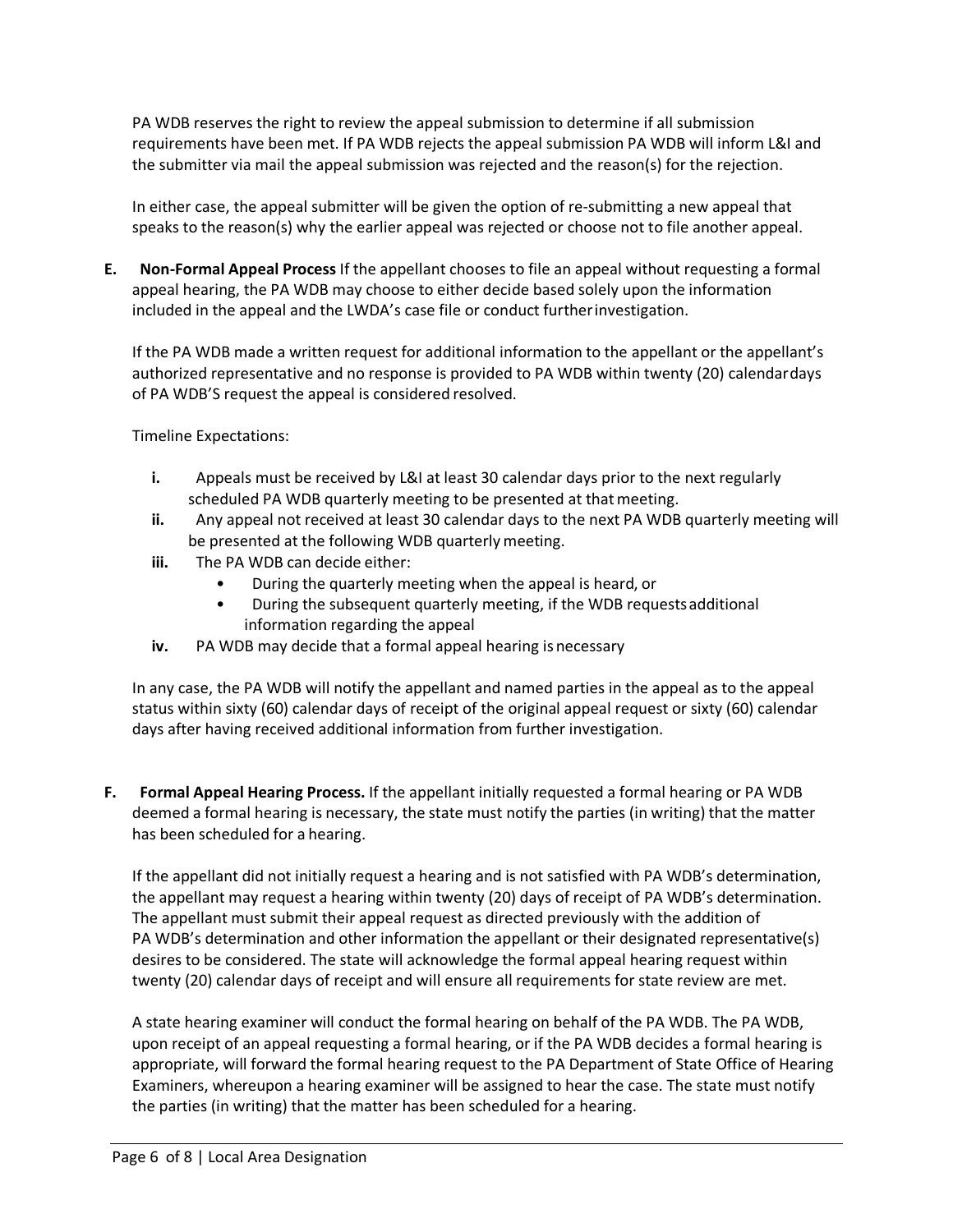PA WDB reserves the right to review the appeal submission to determine if all submission requirements have been met. If PA WDB rejects the appeal submission PA WDB will inform L&I and the submitter via mail the appeal submission was rejected and the reason(s) for the rejection.

In either case, the appeal submitter will be given the option of re-submitting a new appeal that speaks to the reason(s) why the earlier appeal was rejected or choose not to file another appeal.

**E. Non-Formal Appeal Process** If the appellant chooses to file an appeal without requesting a formal appeal hearing, the PA WDB may choose to either decide based solely upon the information included in the appeal and the LWDA's case file or conduct further investigation.

If the PA WDB made a written request for additional information to the appellant or the appellant's authorized representative and no response is provided to PA WDB within twenty (20) calendar days of PA WDB'S request the appeal is considered resolved.

Timeline Expectations:

- **i.** Appeals must be received by L&I at least 30 calendar days prior to the next regularly scheduled PA WDB quarterly meeting to be presented at that meeting.
- **ii.** Any appeal not received at least 30 calendar days to the next PA WDB quarterly meeting will be presented at the following WDB quarterly meeting.
- **iii.** The PA WDB can decide either:
  - During the quarterly meeting when the appeal is heard, or
  - During the subsequent quarterly meeting, if the WDB requests additional information regarding the appeal
- **iv.** PA WDB may decide that a formal appeal hearing is necessary

In any case, the PA WDB will notify the appellant and named parties in the appeal as to the appeal status within sixty (60) calendar days of receipt of the original appeal request or sixty (60) calendar days after having received additional information from further investigation.

**F. Formal Appeal Hearing Process.** If the appellant initially requested a formal hearing or PA WDB deemed a formal hearing is necessary, the state must notify the parties (in writing) that the matter has been scheduled for a hearing.

If the appellant did not initially request a hearing and is not satisfied with PA WDB's determination, the appellant may request a hearing within twenty (20) days of receipt of PA WDB's determination. The appellant must submit their appeal request as directed previously with the addition of PA WDB's determination and other information the appellant or their designated representative(s) desires to be considered. The state will acknowledge the formal appeal hearing request within twenty (20) calendar days of receipt and will ensure all requirements for state review are met.

A state hearing examiner will conduct the formal hearing on behalf of the PA WDB. The PA WDB, upon receipt of an appeal requesting a formal hearing, or if the PA WDB decides a formal hearing is appropriate, will forward the formal hearing request to the PA Department of State Office of Hearing Examiners, whereupon a hearing examiner will be assigned to hear the case. The state must notify the parties (in writing) that the matter has been scheduled for a hearing.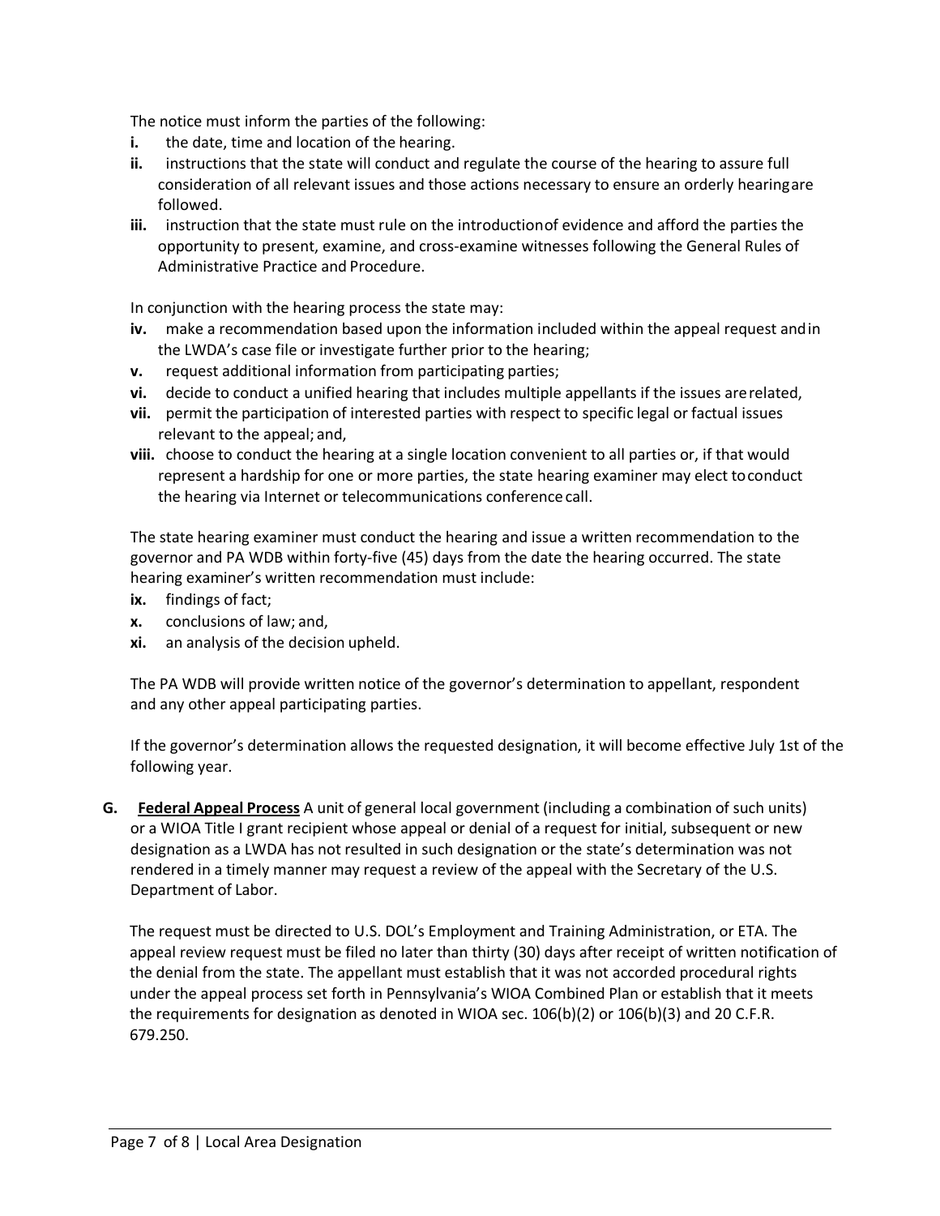The notice must inform the parties of the following:

- **i.** the date, time and location of the hearing.
- **ii.** instructions that the state will conduct and regulate the course of the hearing to assure full consideration of all relevant issues and those actions necessary to ensure an orderly hearing are followed.
- **iii.** instruction that the state must rule on the introduction of evidence and afford the parties the opportunity to present, examine, and cross-examine witnesses following the General Rules of Administrative Practice and Procedure.

In conjunction with the hearing process the state may:

- **iv.** make a recommendation based upon the information included within the appeal request and in the LWDA's case file or investigate further prior to the hearing;
- **v.** request additional information from participating parties;
- **vi.** decide to conduct a unified hearing that includes multiple appellants if the issues are related,
- **vii.** permit the participation of interested parties with respect to specific legal or factual issues relevant to the appeal; and,
- **viii.** choose to conduct the hearing at a single location convenient to all parties or, if that would represent a hardship for one or more parties, the state hearing examiner may elect to conduct the hearing via Internet or telecommunications conference call.

The state hearing examiner must conduct the hearing and issue a written recommendation to the governor and PA WDB within forty-five (45) days from the date the hearing occurred. The state hearing examiner's written recommendation must include:

- **ix.** findings of fact;
- **x.** conclusions of law; and,
- **xi.** an analysis of the decision upheld.

The PA WDB will provide written notice of the governor's determination to appellant, respondent and any other appeal participating parties.

If the governor's determination allows the requested designation, it will become effective July 1st of the following year.

**G. <u>Federal Appeal Process</u>** A unit of general local government (including a combination of such units) or a WIOA Title I grant recipient whose appeal or denial of a request for initial, subsequent or new designation as a LWDA has not resulted in such designation or the state's determination was not rendered in a timely manner may request a review of the appeal with the Secretary of the U.S. Department of Labor.

The request must be directed to U.S. DOL's Employment and Training Administration, or ETA. The appeal review request must be filed no later than thirty (30) days after receipt of written notification of the denial from the state. The appellant must establish that it was not accorded procedural rights under the appeal process set forth in Pennsylvania's WIOA Combined Plan or establish that it meets the requirements for designation as denoted in WIOA sec. 106(b)(2) or 106(b)(3) and 20 C.F.R. 679.250.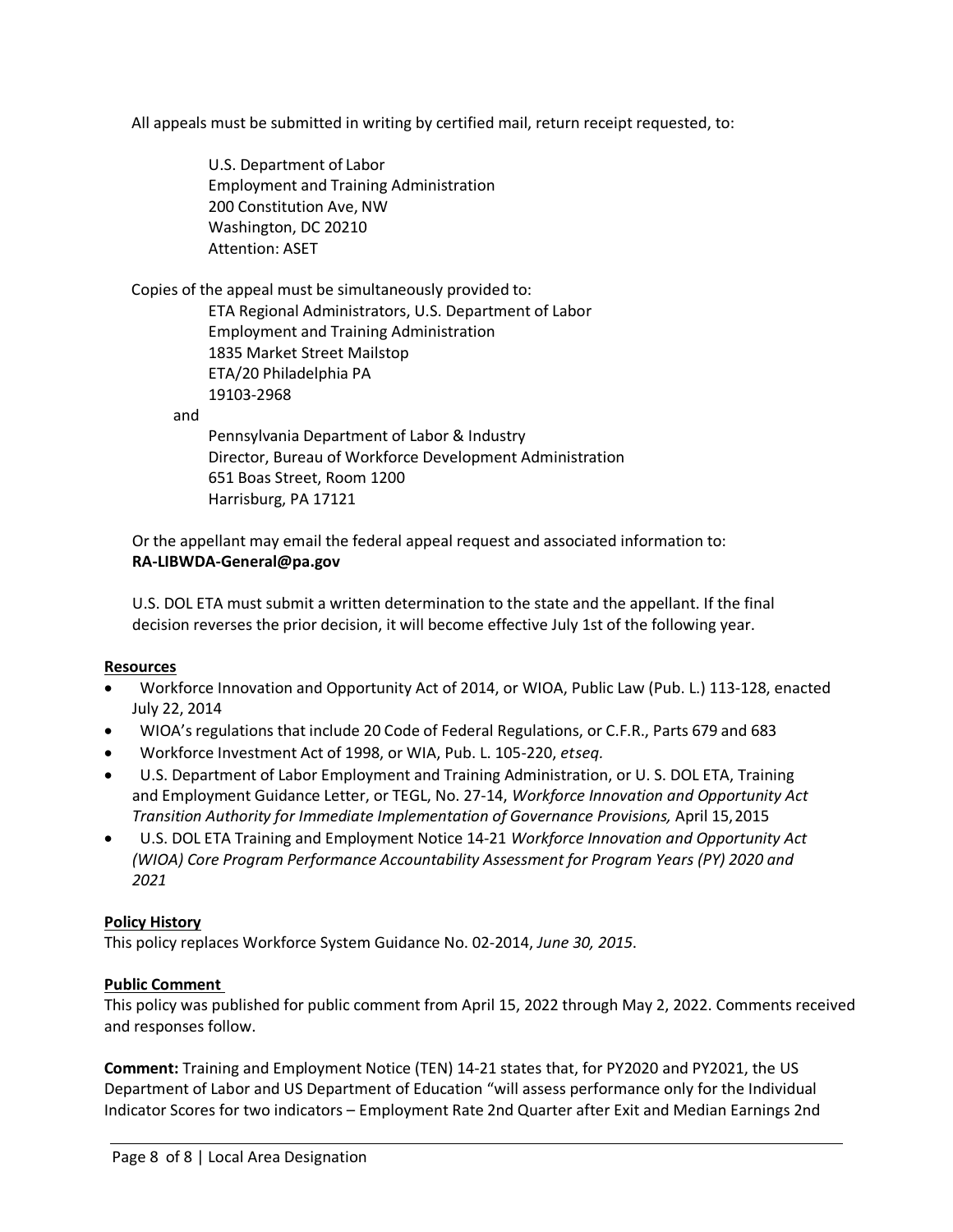All appeals must be submitted in writing by certified mail, return receipt requested, to:

U.S. Department of Labor
Employment and Training Administration
200 Constitution Ave, NW
Washington, DC 20210
Attention: ASET

Copies of the appeal must be simultaneously provided to:

ETA Regional Administrators, U.S. Department of Labor
Employment and Training Administration
1835 Market Street Mailstop
ETA/20 Philadelphia PA
19103-2968

and

Pennsylvania Department of Labor & Industry
Director, Bureau of Workforce Development Administration
651 Boas Street, Room 1200
Harrisburg, PA 17121

Or the appellant may email the federal appeal request and associated information to:
**RA-LIBWDA-General@pa.gov**

U.S. DOL ETA must submit a written determination to the state and the appellant. If the final decision reverses the prior decision, it will become effective July 1st of the following year.

**Resources**

- Workforce Innovation and Opportunity Act of 2014, or WIOA, Public Law (Pub. L.) 113-128, enacted July 22, 2014
- WIOA's regulations that include 20 Code of Federal Regulations, or C.F.R., Parts 679 and 683
- Workforce Investment Act of 1998, or WIA, Pub. L. 105-220, *etseq.*
- U.S. Department of Labor Employment and Training Administration, or U. S. DOL ETA, Training and Employment Guidance Letter, or TEGL, No. 27-14, *Workforce Innovation and Opportunity Act Transition Authority for Immediate Implementation of Governance Provisions,* April 15, 2015
- U.S. DOL ETA Training and Employment Notice 14-21 *Workforce Innovation and Opportunity Act (WIOA) Core Program Performance Accountability Assessment for Program Years (PY) 2020 and 2021*

**Policy History**

This policy replaces Workforce System Guidance No. 02-2014, *June 30, 2015*.

**Public Comment**

This policy was published for public comment from April 15, 2022 through May 2, 2022. Comments received and responses follow.

**Comment:** Training and Employment Notice (TEN) 14-21 states that, for PY2020 and PY2021, the US Department of Labor and US Department of Education "will assess performance only for the Individual Indicator Scores for two indicators – Employment Rate 2nd Quarter after Exit and Median Earnings 2nd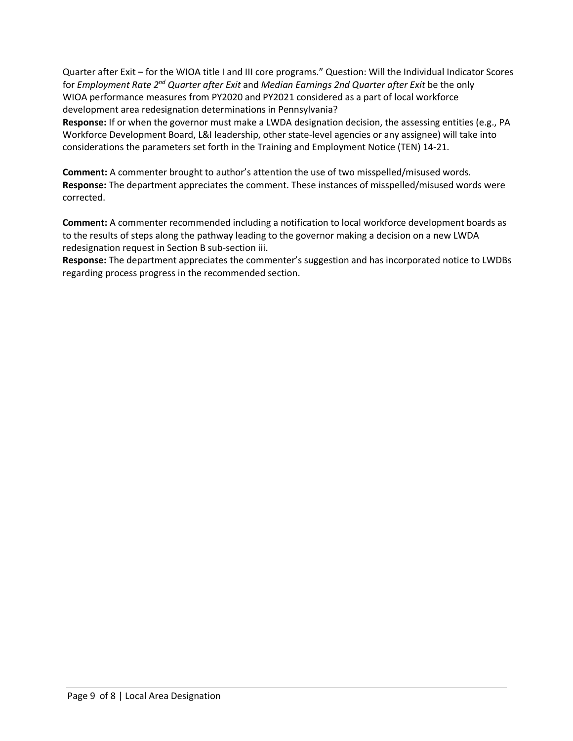Quarter after Exit – for the WIOA title I and III core programs." Question: Will the Individual Indicator Scores for *Employment Rate 2nd Quarter after Exit* and *Median Earnings 2nd Quarter after Exit* be the only WIOA performance measures from PY2020 and PY2021 considered as a part of local workforce development area redesignation determinations in Pennsylvania?
**Response:** If or when the governor must make a LWDA designation decision, the assessing entities (e.g., PA Workforce Development Board, L&I leadership, other state-level agencies or any assignee) will take into considerations the parameters set forth in the Training and Employment Notice (TEN) 14-21.

**Comment:** A commenter brought to author's attention the use of two misspelled/misused words.
**Response:** The department appreciates the comment. These instances of misspelled/misused words were corrected.

**Comment:** A commenter recommended including a notification to local workforce development boards as to the results of steps along the pathway leading to the governor making a decision on a new LWDA redesignation request in Section B sub-section iii.
**Response:** The department appreciates the commenter's suggestion and has incorporated notice to LWDBs regarding process progress in the recommended section.